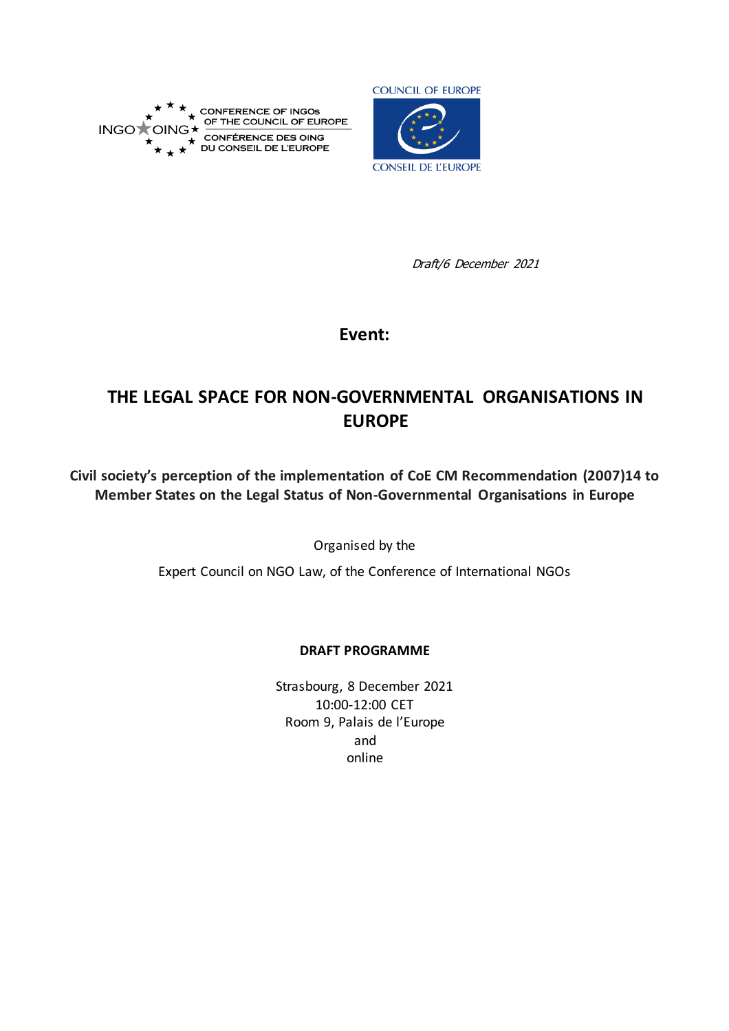CONFERENCE OF INGOs OF THE COUNCIL OF EUROPE
CONFÉRENCE DES OING DU CONSEIL DE L'EUROPE

COUNCIL OF EUROPE
CONSEIL DE L'EUROPE

*Draft/6 December 2021*

## Event:

# THE LEGAL SPACE FOR NON-GOVERNMENTAL ORGANISATIONS IN EUROPE

**Civil society's perception of the implementation of CoE CM Recommendation (2007)14 to Member States on the Legal Status of Non-Governmental Organisations in Europe**

Organised by the

Expert Council on NGO Law, of the Conference of International NGOs

**DRAFT PROGRAMME**

Strasbourg, 8 December 2021
10:00-12:00 CET
Room 9, Palais de l'Europe
and
online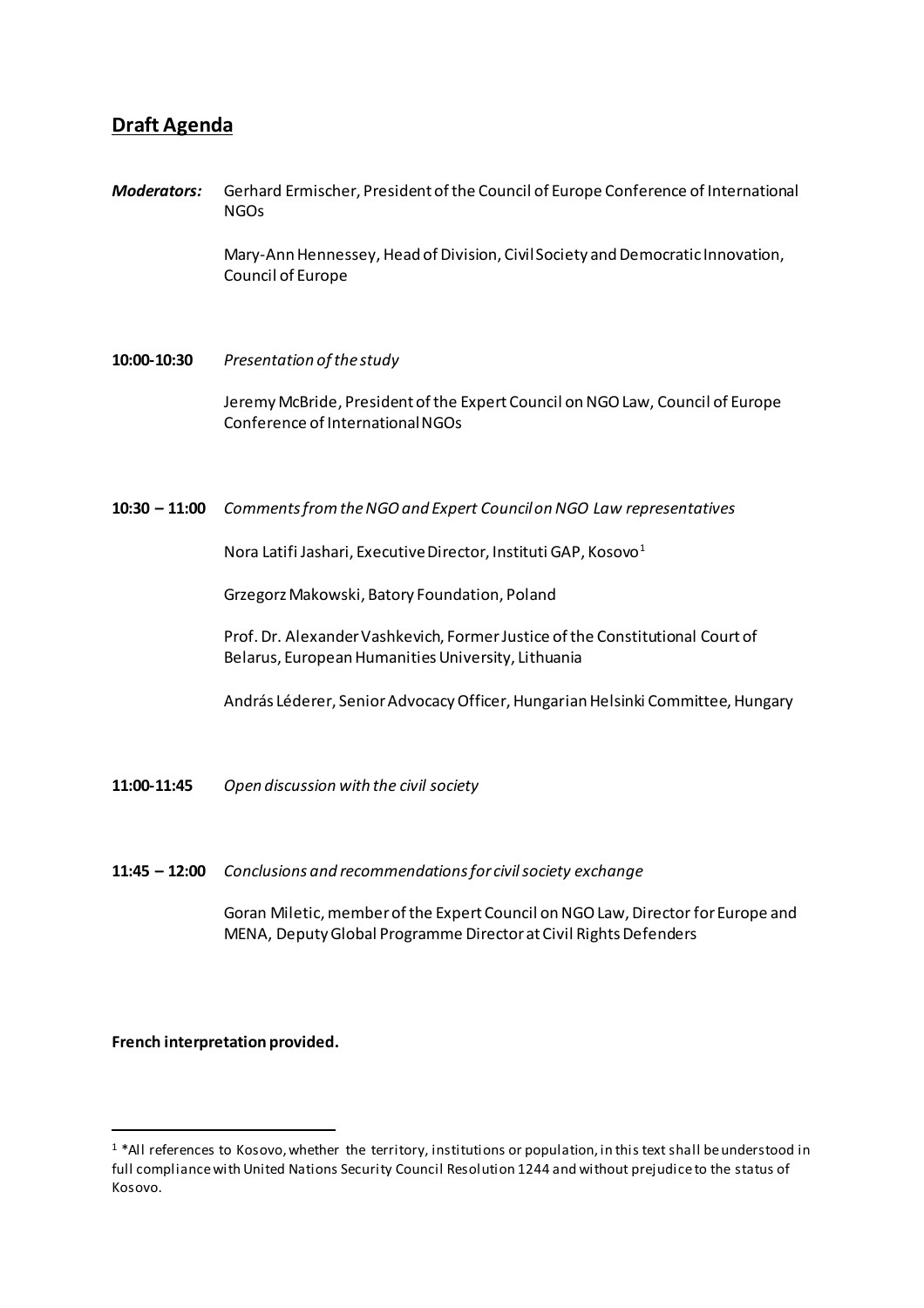## **Draft Agenda**

***Moderators:*** Gerhard Ermischer, President of the Council of Europe Conference of International NGOs

Mary-Ann Hennessey, Head of Division, Civil Society and Democratic Innovation, Council of Europe

**10:00-10:30** *Presentation of the study*

Jeremy McBride, President of the Expert Council on NGO Law, Council of Europe Conference of International NGOs

**10:30 – 11:00** *Comments from the NGO and Expert Council on NGO Law representatives*

Nora Latifi Jashari, Executive Director, Instituti GAP, Kosovo[1]

Grzegorz Makowski, Batory Foundation, Poland

Prof. Dr. Alexander Vashkevich, Former Justice of the Constitutional Court of Belarus, European Humanities University, Lithuania

András Léderer, Senior Advocacy Officer, Hungarian Helsinki Committee, Hungary

**11:00-11:45** *Open discussion with the civil society*

**11:45 – 12:00** *Conclusions and recommendations for civil society exchange*

Goran Miletic, member of the Expert Council on NGO Law, Director for Europe and MENA, Deputy Global Programme Director at Civil Rights Defenders

**French interpretation provided.**

---

[1] *All references to Kosovo, whether the territory, institutions or population, in this text shall be understood in full compliance with United Nations Security Council Resolution 1244 and without prejudice to the status of Kosovo.